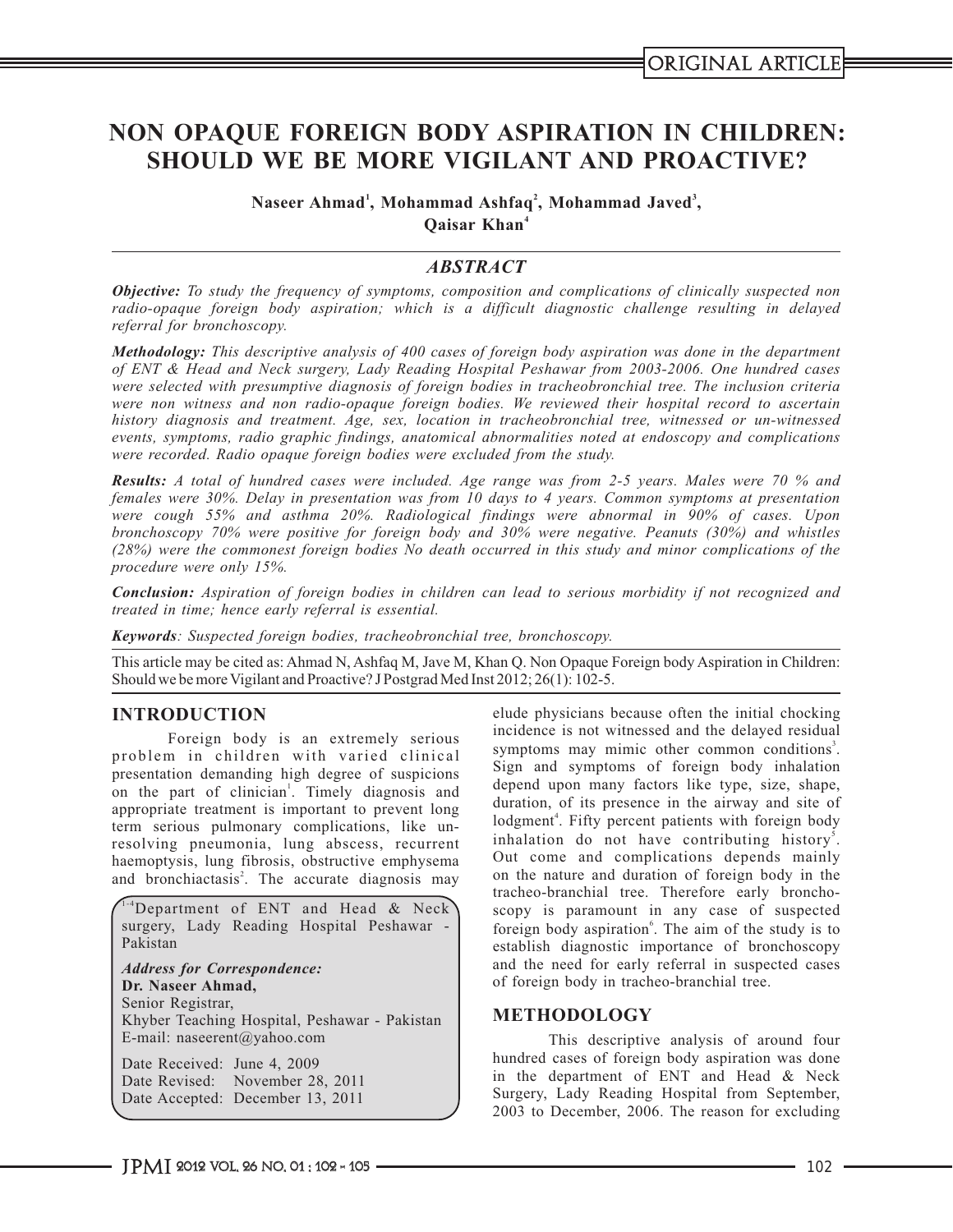ORIGINAL ARTICLE

# NON OPAQUE FOREIGN BODY ASPIRATION IN CHILDREN: SHOULD WE BE MORE VIGILANT AND PROACTIVE?

**Naseer Ahmad[1], Mohammad Ashfaq[2], Mohammad Javed[3], Qaisar Khan[4]**

## *ABSTRACT*

***Objective:*** *To study the frequency of symptoms, composition and complications of clinically suspected non radio-opaque foreign body aspiration; which is a difficult diagnostic challenge resulting in delayed referral for bronchoscopy.*

***Methodology:*** *This descriptive analysis of 400 cases of foreign body aspiration was done in the department of ENT & Head and Neck surgery, Lady Reading Hospital Peshawar from 2003-2006. One hundred cases were selected with presumptive diagnosis of foreign bodies in tracheobronchial tree. The inclusion criteria were non witness and non radio-opaque foreign bodies. We reviewed their hospital record to ascertain history diagnosis and treatment. Age, sex, location in tracheobronchial tree, witnessed or un-witnessed events, symptoms, radio graphic findings, anatomical abnormalities noted at endoscopy and complications were recorded. Radio opaque foreign bodies were excluded from the study.*

***Results:*** *A total of hundred cases were included. Age range was from 2-5 years. Males were 70 % and females were 30%. Delay in presentation was from 10 days to 4 years. Common symptoms at presentation were cough 55% and asthma 20%. Radiological findings were abnormal in 90% of cases. Upon bronchoscopy 70% were positive for foreign body and 30% were negative. Peanuts (30%) and whistles (28%) were the commonest foreign bodies No death occurred in this study and minor complications of the procedure were only 15%.*

***Conclusion:*** *Aspiration of foreign bodies in children can lead to serious morbidity if not recognized and treated in time; hence early referral is essential.*

***Keywords****: Suspected foreign bodies, tracheobronchial tree, bronchoscopy.*

This article may be cited as: Ahmad N, Ashfaq M, Jave M, Khan Q. Non Opaque Foreign body Aspiration in Children: Should we be more Vigilant and Proactive? J Postgrad Med Inst 2012; 26(1): 102-5.

## INTRODUCTION

Foreign body is an extremely serious problem in children with varied clinical presentation demanding high degree of suspicions on the part of clinician[1]. Timely diagnosis and appropriate treatment is important to prevent long term serious pulmonary complications, like un-resolving pneumonia, lung abscess, recurrent haemoptysis, lung fibrosis, obstructive emphysema and bronchiactasis[2]. The accurate diagnosis may elude physicians because often the initial chocking incidence is not witnessed and the delayed residual symptoms may mimic other common conditions[3]. Sign and symptoms of foreign body inhalation depend upon many factors like type, size, shape, duration, of its presence in the airway and site of lodgment[4]. Fifty percent patients with foreign body inhalation do not have contributing history[5]. Out come and complications depends mainly on the nature and duration of foreign body in the tracheo-branchial tree. Therefore early bronchoscopy is paramount in any case of suspected foreign body aspiration[6]. The aim of the study is to establish diagnostic importance of bronchoscopy and the need for early referral in suspected cases of foreign body in tracheo-branchial tree.

[1-4]Department of ENT and Head & Neck surgery, Lady Reading Hospital Peshawar - Pakistan

*Address for Correspondence:*
**Dr. Naseer Ahmad,**
Senior Registrar,
Khyber Teaching Hospital, Peshawar - Pakistan
E-mail: naseerent@yahoo.com

Date Received: June 4, 2009
Date Revised: November 28, 2011
Date Accepted: December 13, 2011

## METHODOLOGY

This descriptive analysis of around four hundred cases of foreign body aspiration was done in the department of ENT and Head & Neck Surgery, Lady Reading Hospital from September, 2003 to December, 2006. The reason for excluding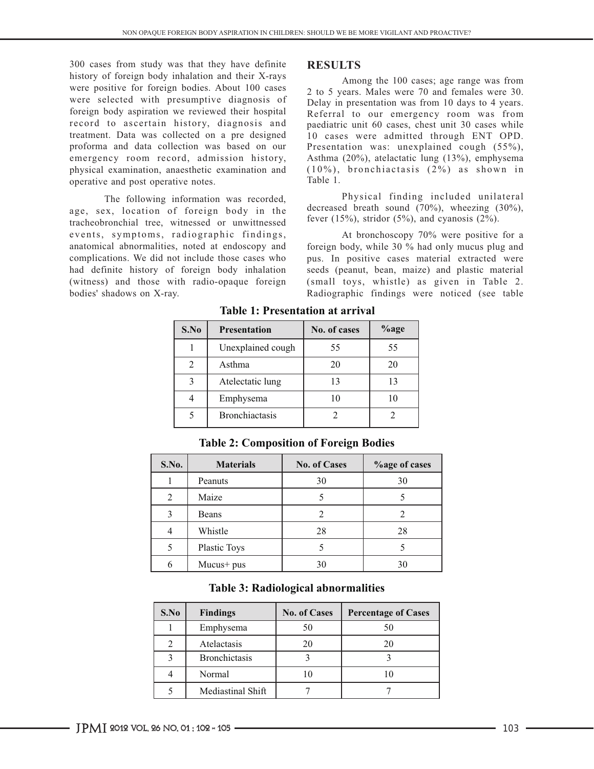300 cases from study was that they have definite history of foreign body inhalation and their X-rays were positive for foreign bodies. About 100 cases were selected with presumptive diagnosis of foreign body aspiration we reviewed their hospital record to ascertain history, diagnosis and treatment. Data was collected on a pre designed proforma and data collection was based on our emergency room record, admission history, physical examination, anaesthetic examination and operative and post operative notes.

The following information was recorded, age, sex, location of foreign body in the tracheobronchial tree, witnessed or unwittnessed events, symptoms, radiographic findings, anatomical abnormalities, noted at endoscopy and complications. We did not include those cases who had definite history of foreign body inhalation (witness) and those with radio-opaque foreign bodies' shadows on X-ray.

## RESULTS

Among the 100 cases; age range was from 2 to 5 years. Males were 70 and females were 30. Delay in presentation was from 10 days to 4 years. Referral to our emergency room was from paediatric unit 60 cases, chest unit 30 cases while 10 cases were admitted through ENT OPD. Presentation was: unexplained cough (55%), Asthma (20%), atelactatic lung (13%), emphysema (10%), bronchiactasis (2%) as shown in Table 1.

Physical finding included unilateral decreased breath sound (70%), wheezing (30%), fever (15%), stridor (5%), and cyanosis (2%).

At bronchoscopy 70% were positive for a foreign body, while 30 % had only mucus plug and pus. In positive cases material extracted were seeds (peanut, bean, maize) and plastic material (small toys, whistle) as given in Table 2. Radiographic findings were noticed (see table

**Table 1: Presentation at arrival**

| S.No | Presentation | No. of cases | %age |
|---|---|---|---|
| 1 | Unexplained cough | 55 | 55 |
| 2 | Asthma | 20 | 20 |
| 3 | Atelectatic lung | 13 | 13 |
| 4 | Emphysema | 10 | 10 |
| 5 | Bronchiactasis | 2 | 2 |

**Table 2: Composition of Foreign Bodies**

| S.No. | Materials | No. of Cases | %age of cases |
|---|---|---|---|
| 1 | Peanuts | 30 | 30 |
| 2 | Maize | 5 | 5 |
| 3 | Beans | 2 | 2 |
| 4 | Whistle | 28 | 28 |
| 5 | Plastic Toys | 5 | 5 |
| 6 | Mucus+ pus | 30 | 30 |

**Table 3: Radiological abnormalities**

| S.No | Findings | No. of Cases | Percentage of Cases |
|---|---|---|---|
| 1 | Emphysema | 50 | 50 |
| 2 | Atelactasis | 20 | 20 |
| 3 | Bronchictasis | 3 | 3 |
| 4 | Normal | 10 | 10 |
| 5 | Mediastinal Shift | 7 | 7 |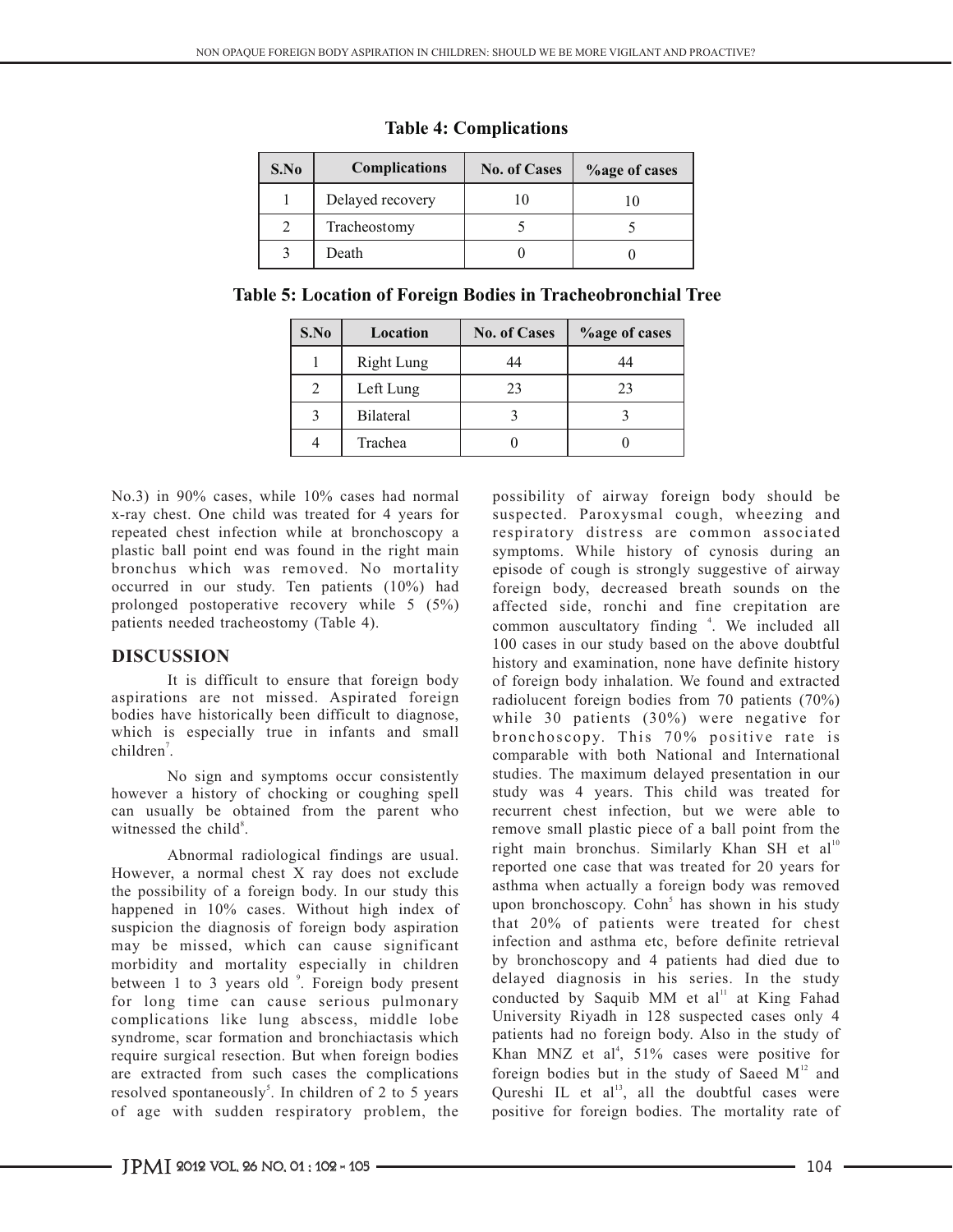**Table 4: Complications**

| S.No | Complications | No. of Cases | %age of cases |
|---|---|---|---|
| 1 | Delayed recovery | 10 | 10 |
| 2 | Tracheostomy | 5 | 5 |
| 3 | Death | 0 | 0 |

**Table 5: Location of Foreign Bodies in Tracheobronchial Tree**

| S.No | Location | No. of Cases | %age of cases |
|---|---|---|---|
| 1 | Right Lung | 44 | 44 |
| 2 | Left Lung | 23 | 23 |
| 3 | Bilateral | 3 | 3 |
| 4 | Trachea | 0 | 0 |

No.3) in 90% cases, while 10% cases had normal x-ray chest. One child was treated for 4 years for repeated chest infection while at bronchoscopy a plastic ball point end was found in the right main bronchus which was removed. No mortality occurred in our study. Ten patients (10%) had prolonged postoperative recovery while 5 (5%) patients needed tracheostomy (Table 4).

## DISCUSSION

It is difficult to ensure that foreign body aspirations are not missed. Aspirated foreign bodies have historically been difficult to diagnose, which is especially true in infants and small children[7].

No sign and symptoms occur consistently however a history of chocking or coughing spell can usually be obtained from the parent who witnessed the child[8].

Abnormal radiological findings are usual. However, a normal chest X ray does not exclude the possibility of a foreign body. In our study this happened in 10% cases. Without high index of suspicion the diagnosis of foreign body aspiration may be missed, which can cause significant morbidity and mortality especially in children between 1 to 3 years old [9]. Foreign body present for long time can cause serious pulmonary complications like lung abscess, middle lobe syndrome, scar formation and bronchiactasis which require surgical resection. But when foreign bodies are extracted from such cases the complications resolved spontaneously[5]. In children of 2 to 5 years of age with sudden respiratory problem, the possibility of airway foreign body should be suspected. Paroxysmal cough, wheezing and respiratory distress are common associated symptoms. While history of cynosis during an episode of cough is strongly suggestive of airway foreign body, decreased breath sounds on the affected side, ronchi and fine crepitation are common auscultatory finding [4]. We included all 100 cases in our study based on the above doubtful history and examination, none have definite history of foreign body inhalation. We found and extracted radiolucent foreign bodies from 70 patients (70%) while 30 patients (30%) were negative for bronchoscopy. This 70% positive rate is comparable with both National and International studies. The maximum delayed presentation in our study was 4 years. This child was treated for recurrent chest infection, but we were able to remove small plastic piece of a ball point from the right main bronchus. Similarly Khan SH et al[10] reported one case that was treated for 20 years for asthma when actually a foreign body was removed upon bronchoscopy. Cohn[5] has shown in his study that 20% of patients were treated for chest infection and asthma etc, before definite retrieval by bronchoscopy and 4 patients had died due to delayed diagnosis in his series. In the study conducted by Saquib MM et al[11] at King Fahad University Riyadh in 128 suspected cases only 4 patients had no foreign body. Also in the study of Khan MNZ et al[4], 51% cases were positive for foreign bodies but in the study of Saeed M[12] and Qureshi IL et al[13], all the doubtful cases were positive for foreign bodies. The mortality rate of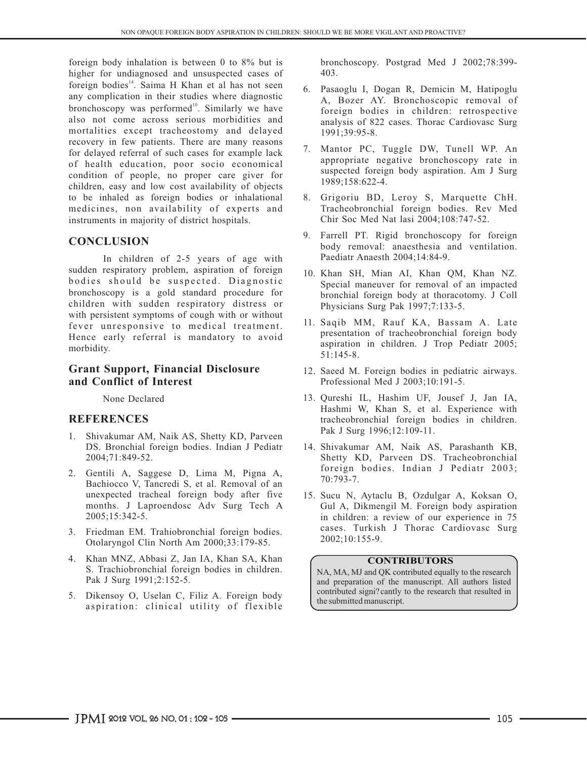foreign body inhalation is between 0 to 8% but is higher for undiagnosed and unsuspected cases of foreign bodies[14]. Saima H Khan et al has not seen any complication in their studies where diagnostic bronchoscopy was performed[10]. Similarly we have also not come across serious morbidities and mortalities except tracheostomy and delayed recovery in few patients. There are many reasons for delayed referral of such cases for example lack of health education, poor socio economical condition of people, no proper care giver for children, easy and low cost availability of objects to be inhaled as foreign bodies or inhalational medicines, non availability of experts and instruments in majority of district hospitals.

## CONCLUSION

In children of 2-5 years of age with sudden respiratory problem, aspiration of foreign bodies should be suspected. Diagnostic bronchoscopy is a gold standard procedure for children with sudden respiratory distress or with persistent symptoms of cough with or without fever unresponsive to medical treatment. Hence early referral is mandatory to avoid morbidity.

## Grant Support, Financial Disclosure and Conflict of Interest

None Declared

## REFERENCES

1. Shivakumar AM, Naik AS, Shetty KD, Parveen DS. Bronchial foreign bodies. Indian J Pediatr 2004;71:849-52.
2. Gentili A, Saggese D, Lima M, Pigna A, Bachiocco V, Tancredi S, et al. Removal of an unexpected tracheal foreign body after five months. J Laproendosc Adv Surg Tech A 2005;15:342-5.
3. Friedman EM. Trahiobronchial foreign bodies. Otolaryngol Clin North Am 2000;33:179-85.
4. Khan MNZ, Abbasi Z, Jan IA, Khan SA, Khan S. Trachiobronchial foreign bodies in children. Pak J Surg 1991;2:152-5.
5. Dikensoy O, Uselan C, Filiz A. Foreign body aspiration: clinical utility of flexible bronchoscopy. Postgrad Med J 2002;78:399-403.
6. Pasaoglu I, Dogan R, Demicin M, Hatipoglu A, Bozer AY. Bronchoscopic removal of foreign bodies in children: retrospective analysis of 822 cases. Thorac Cardiovasc Surg 1991;39:95-8.
7. Mantor PC, Tuggle DW, Tunell WP. An appropriate negative bronchoscopy rate in suspected foreign body aspiration. Am J Surg 1989;158:622-4.
8. Grigoriu BD, Leroy S, Marquette ChH. Tracheobronchial foreign bodies. Rev Med Chir Soc Med Nat lasi 2004;108:747-52.
9. Farrell PT. Rigid bronchoscopy for foreign body removal: anaesthesia and ventilation. Paediatr Anaesth 2004;14:84-9.
10. Khan SH, Mian AI, Khan QM, Khan NZ. Special maneuver for removal of an impacted bronchial foreign body at thoracotomy. J Coll Physicians Surg Pak 1997;7:133-5.
11. Saqib MM, Rauf KA, Bassam A. Late presentation of tracheobronchial foreign body aspiration in children. J Trop Pediatr 2005; 51:145-8.
12. Saeed M. Foreign bodies in pediatric airways. Professional Med J 2003;10:191-5.
13. Qureshi IL, Hashim UF, Jousef J, Jan IA, Hashmi W, Khan S, et al. Experience with tracheobronchial foreign bodies in children. Pak J Surg 1996;12:109-11.
14. Shivakumar AM, Naik AS, Parashanth KB, Shetty KD, Parveen DS. Tracheobronchial foreign bodies. Indian J Pediatr 2003; 70:793-7.
15. Sucu N, Aytaclu B, Ozdulgar A, Koksan O, Gul A, Dikmengil M. Foreign body aspiration in children: a review of our experience in 75 cases. Turkish J Thorac Cardiovasc Surg 2002;10:155-9.

**CONTRIBUTORS**

NA, MA, MJ and QK contributed equally to the research and preparation of the manuscript. All authors listed contributed signi?cantly to the research that resulted in the submitted manuscript.